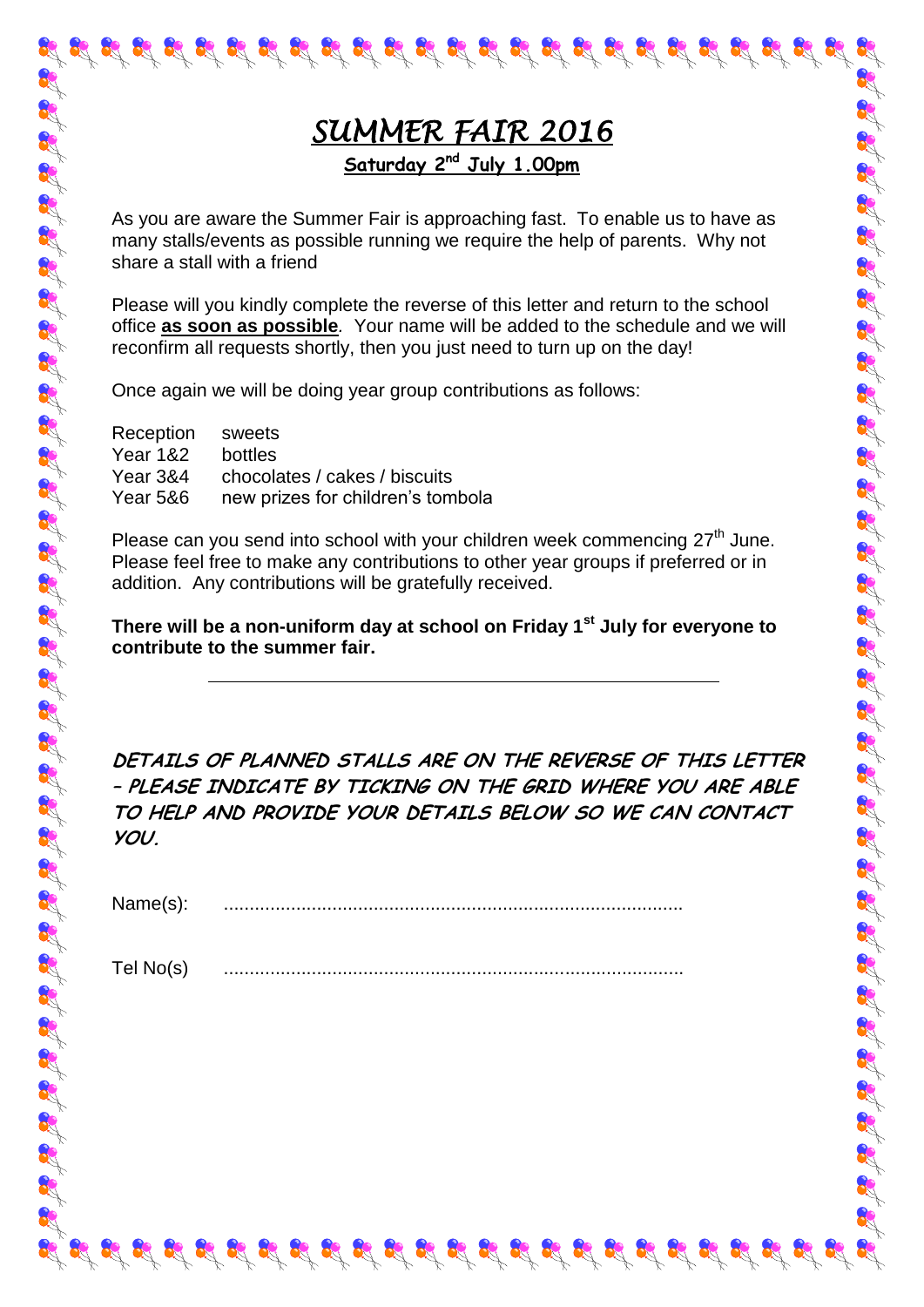# SUMMER FAIR 2016

**Saturday 2nd July 1.00pm**

As you are aware the Summer Fair is approaching fast. To enable us to have as many stalls/events as possible running we require the help of parents. Why not share a stall with a friend

Please will you kindly complete the reverse of this letter and return to the school office **as soon as possible**. Your name will be added to the schedule and we will reconfirm all requests shortly, then you just need to turn up on the day!

Once again we will be doing year group contributions as follows:

| | |
|---|---|
| Reception | sweets |
| Year 1&2 | bottles |
| Year 3&4 | chocolates / cakes / biscuits |
| Year 5&6 | new prizes for children's tombola |

Please can you send into school with your children week commencing 27th June. Please feel free to make any contributions to other year groups if preferred or in addition. Any contributions will be gratefully received.

**There will be a non-uniform day at school on Friday 1st July for everyone to contribute to the summer fair.**

---

***DETAILS OF PLANNED STALLS ARE ON THE REVERSE OF THIS LETTER – PLEASE INDICATE BY TICKING ON THE GRID WHERE YOU ARE ABLE TO HELP AND PROVIDE YOUR DETAILS BELOW SO WE CAN CONTACT YOU.***

Name(s): ........................................................................................

Tel No(s) ........................................................................................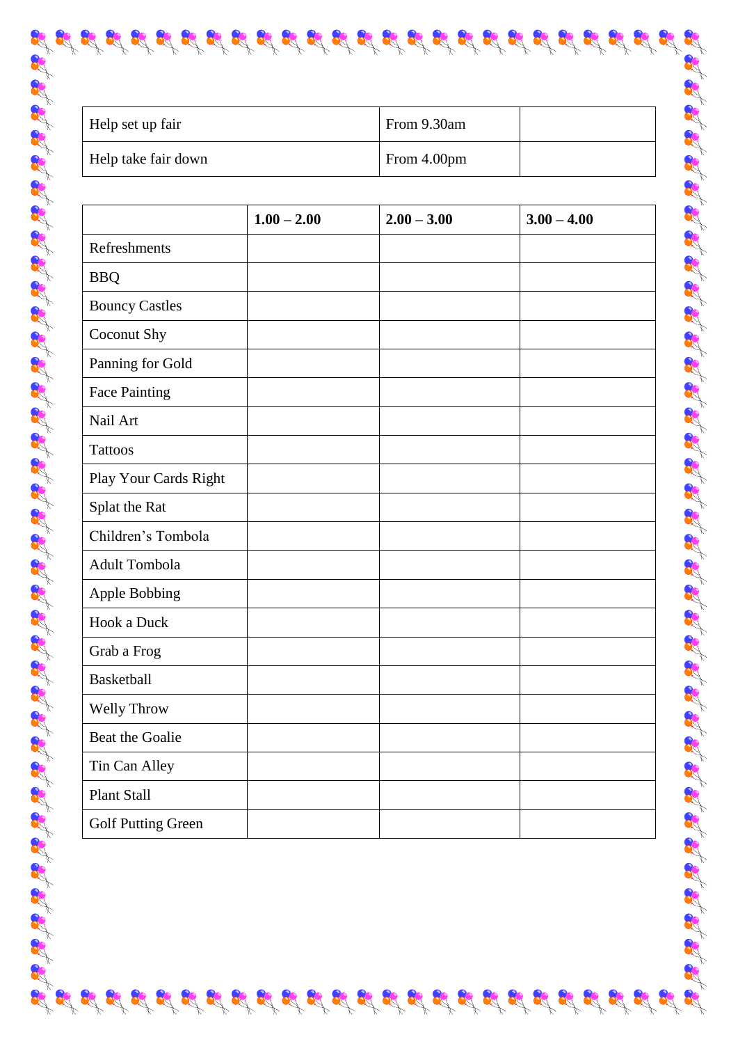| Help set up fair | From 9.30am | |
|---|---|---|
| Help take fair down | From 4.00pm | |

| | **1.00 – 2.00** | **2.00 – 3.00** | **3.00 – 4.00** |
|---|---|---|---|
| Refreshments | | | |
| BBQ | | | |
| Bouncy Castles | | | |
| Coconut Shy | | | |
| Panning for Gold | | | |
| Face Painting | | | |
| Nail Art | | | |
| Tattoos | | | |
| Play Your Cards Right | | | |
| Splat the Rat | | | |
| Children's Tombola | | | |
| Adult Tombola | | | |
| Apple Bobbing | | | |
| Hook a Duck | | | |
| Grab a Frog | | | |
| Basketball | | | |
| Welly Throw | | | |
| Beat the Goalie | | | |
| Tin Can Alley | | | |
| Plant Stall | | | |
| Golf Putting Green | | | |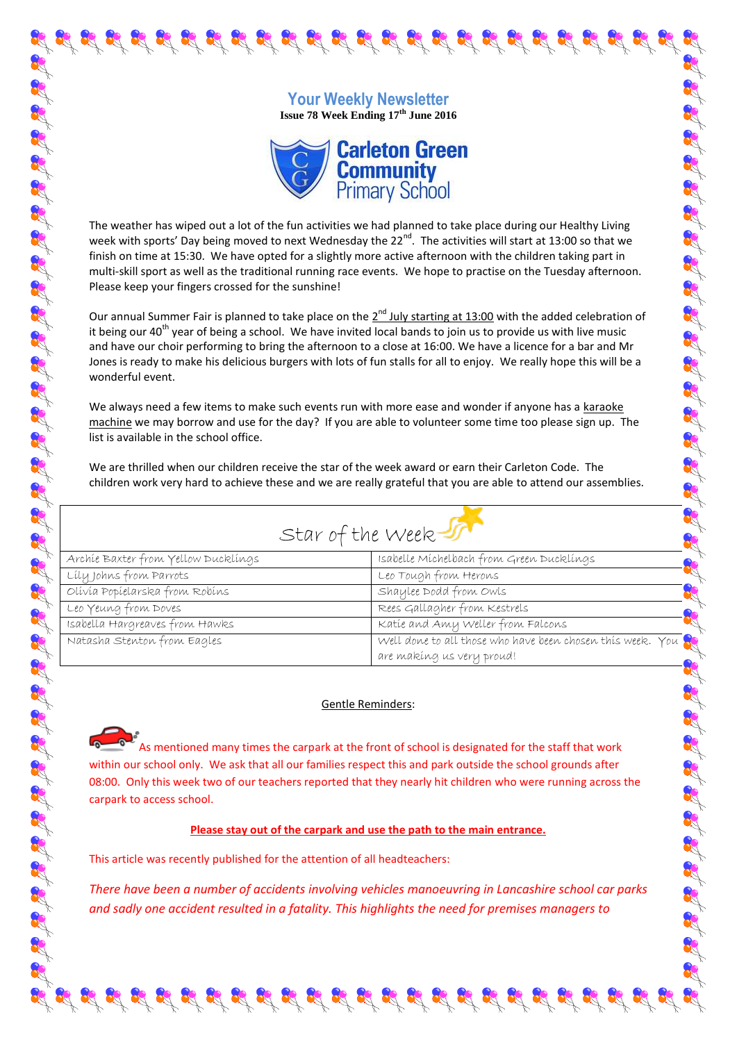# Your Weekly Newsletter

**Issue 78 Week Ending 17th June 2016**

## Carleton Green Community Primary School

The weather has wiped out a lot of the fun activities we had planned to take place during our Healthy Living week with sports' Day being moved to next Wednesday the 22nd. The activities will start at 13:00 so that we finish on time at 15:30. We have opted for a slightly more active afternoon with the children taking part in multi-skill sport as well as the traditional running race events. We hope to practise on the Tuesday afternoon. Please keep your fingers crossed for the sunshine!

Our annual Summer Fair is planned to take place on the 2nd July starting at 13:00 with the added celebration of it being our 40th year of being a school. We have invited local bands to join us to provide us with live music and have our choir performing to bring the afternoon to a close at 16:00. We have a licence for a bar and Mr Jones is ready to make his delicious burgers with lots of fun stalls for all to enjoy. We really hope this will be a wonderful event.

We always need a few items to make such events run with more ease and wonder if anyone has a karaoke machine we may borrow and use for the day? If you are able to volunteer some time too please sign up. The list is available in the school office.

We are thrilled when our children receive the star of the week award or earn their Carleton Code. The children work very hard to achieve these and we are really grateful that you are able to attend our assemblies.

| Star of the Week | |
|---|---|
| Archie Baxter from Yellow Ducklings | Isabelle Michelbach from Green Ducklings |
| Lily Johns from Parrots | Leo Tough from Herons |
| Olivia Popielarska from Robins | Shaylee Dodd from Owls |
| Leo Yeung from Doves | Rees Gallagher from Kestrels |
| Isabella Hargreaves from Hawks | Katie and Amy Weller from Falcons |
| Natasha Stenton from Eagles | Well done to all those who have been chosen this week. You are making us very proud! |

## Gentle Reminders:

As mentioned many times the carpark at the front of school is designated for the staff that work within our school only. We ask that all our families respect this and park outside the school grounds after 08:00. Only this week two of our teachers reported that they nearly hit children who were running across the carpark to access school.

**Please stay out of the carpark and use the path to the main entrance.**

This article was recently published for the attention of all headteachers:

*There have been a number of accidents involving vehicles manoeuvring in Lancashire school car parks and sadly one accident resulted in a fatality. This highlights the need for premises managers to*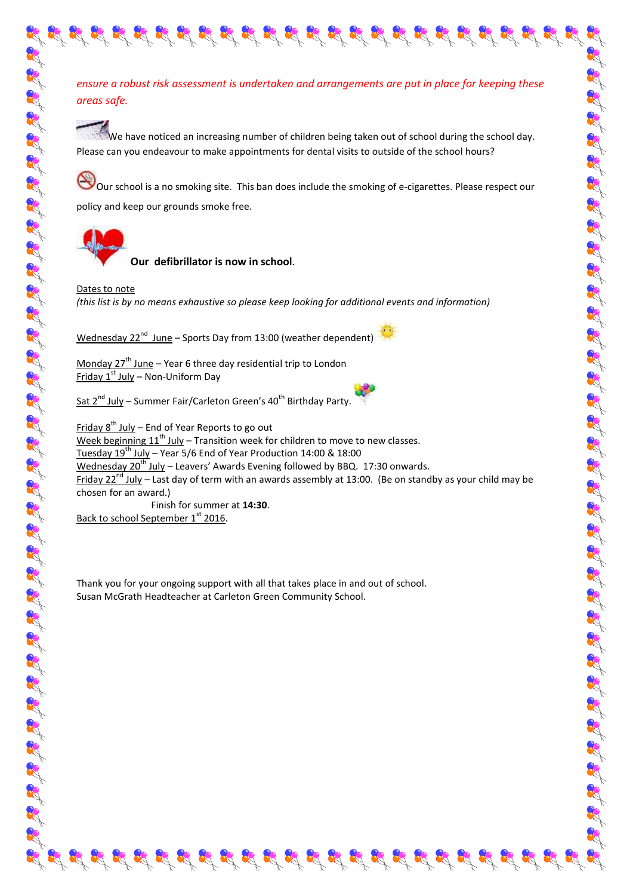*ensure a robust risk assessment is undertaken and arrangements are put in place for keeping these areas safe.*

We have noticed an increasing number of children being taken out of school during the school day. Please can you endeavour to make appointments for dental visits to outside of the school hours?

Our school is a no smoking site. This ban does include the smoking of e-cigarettes. Please respect our policy and keep our grounds smoke free.

**Our defibrillator is now in school**.

Dates to note
*(this list is by no means exhaustive so please keep looking for additional events and information)*

Wednesday 22nd June – Sports Day from 13:00 (weather dependent)

Monday 27th June – Year 6 three day residential trip to London
Friday 1st July – Non-Uniform Day

Sat 2nd July – Summer Fair/Carleton Green's 40th Birthday Party.

Friday 8th July – End of Year Reports to go out
Week beginning 11th July – Transition week for children to move to new classes.
Tuesday 19th July – Year 5/6 End of Year Production 14:00 & 18:00
Wednesday 20th July – Leavers' Awards Evening followed by BBQ. 17:30 onwards.
Friday 22nd July – Last day of term with an awards assembly at 13:00. (Be on standby as your child may be chosen for an award.)
Finish for summer at **14:30**.
Back to school September 1st 2016.

Thank you for your ongoing support with all that takes place in and out of school.
Susan McGrath Headteacher at Carleton Green Community School.